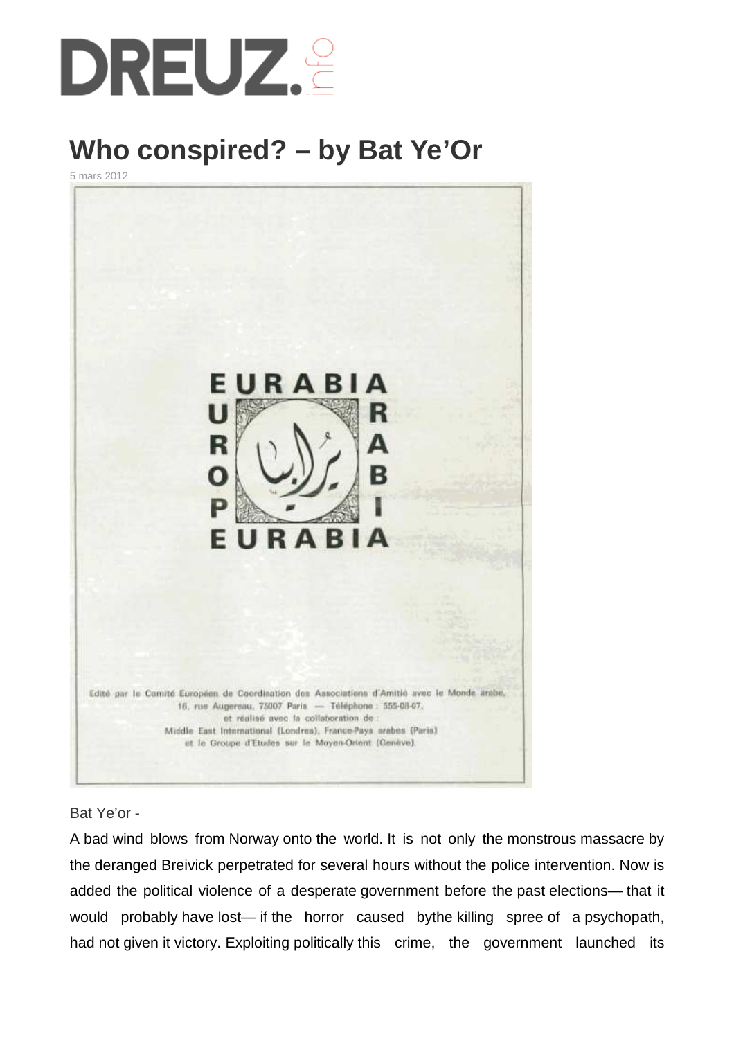# Who conspired? – by Bat Ye'Or

5 mars 2012

EURABIA

EUROPE ARABIA

يورابيا

EURABIA

Edité par le Comité Européen de Coordination des Associations d'Amitié avec le Monde arabe, 16, rue Augereau, 75007 Paris — Téléphone : 555-08-07, et réalisé avec la collaboration de : Middle East International (Londres), France-Pays arabes (Paris) et le Groupe d'Etudes sur le Moyen-Orient (Genève).

Bat Ye'or -

A bad wind blows from Norway onto the world. It is not only the monstrous massacre by the deranged Breivick perpetrated for several hours without the police intervention. Now is added the political violence of a desperate government before the past elections— that it would probably have lost— if the horror caused bythe killing spree of a psychopath, had not given it victory. Exploiting politically this crime, the government launched its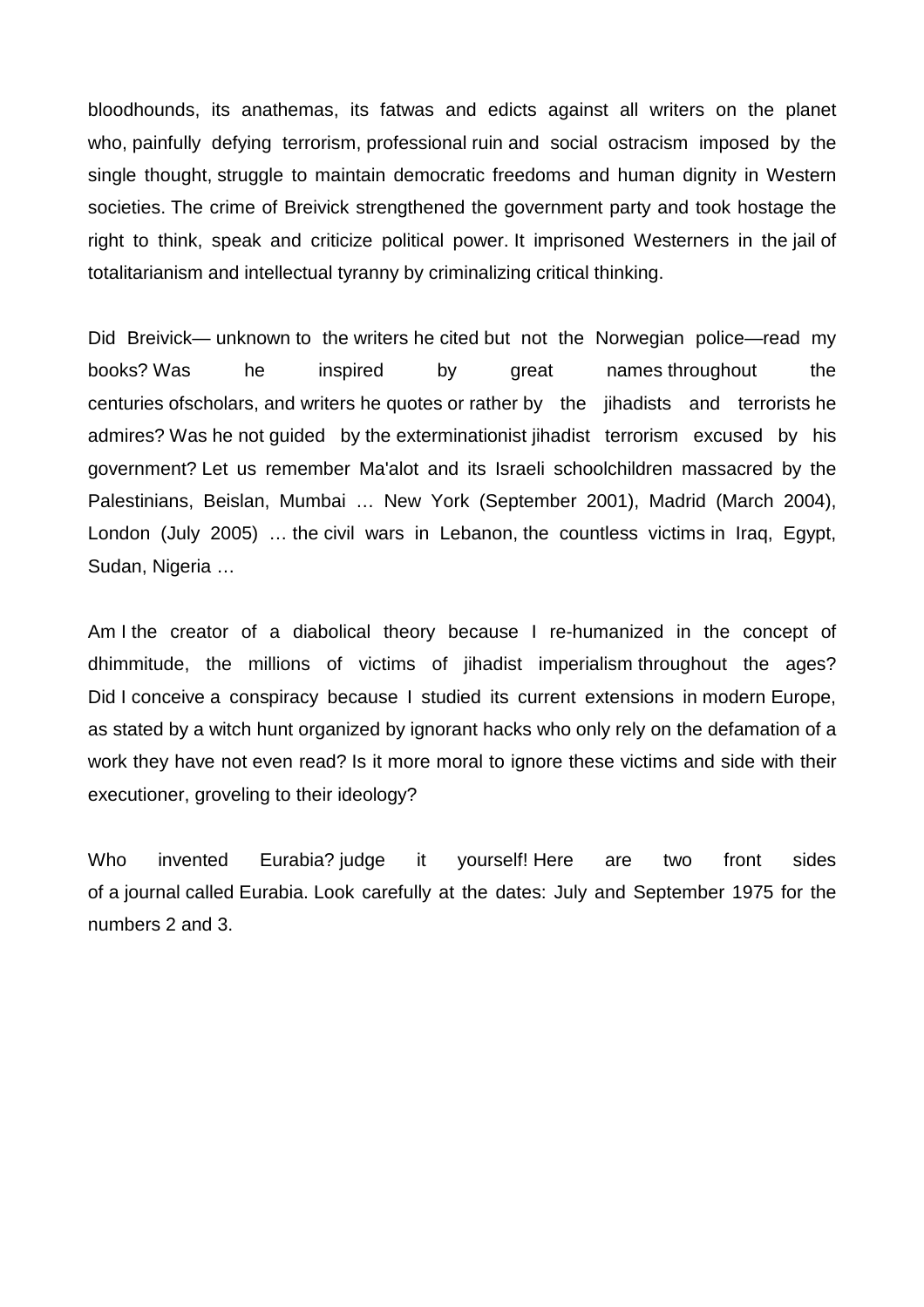bloodhounds, its anathemas, its fatwas and edicts against all writers on the planet who, painfully defying terrorism, professional ruin and social ostracism imposed by the single thought, struggle to maintain democratic freedoms and human dignity in Western societies. The crime of Breivick strengthened the government party and took hostage the right to think, speak and criticize political power. It imprisoned Westerners in the jail of totalitarianism and intellectual tyranny by criminalizing critical thinking.

Did Breivick— unknown to the writers he cited but not the Norwegian police—read my books? Was he inspired by great names throughout the centuries ofscholars, and writers he quotes or rather by the jihadists and terrorists he admires? Was he not guided by the exterminationist jihadist terrorism excused by his government? Let us remember Ma'alot and its Israeli schoolchildren massacred by the Palestinians, Beislan, Mumbai … New York (September 2001), Madrid (March 2004), London (July 2005) … the civil wars in Lebanon, the countless victims in Iraq, Egypt, Sudan, Nigeria …

Am I the creator of a diabolical theory because I re-humanized in the concept of dhimmitude, the millions of victims of jihadist imperialism throughout the ages? Did I conceive a conspiracy because I studied its current extensions in modern Europe, as stated by a witch hunt organized by ignorant hacks who only rely on the defamation of a work they have not even read? Is it more moral to ignore these victims and side with their executioner, groveling to their ideology?

Who invented Eurabia? judge it yourself! Here are two front sides of a journal called Eurabia. Look carefully at the dates: July and September 1975 for the numbers 2 and 3.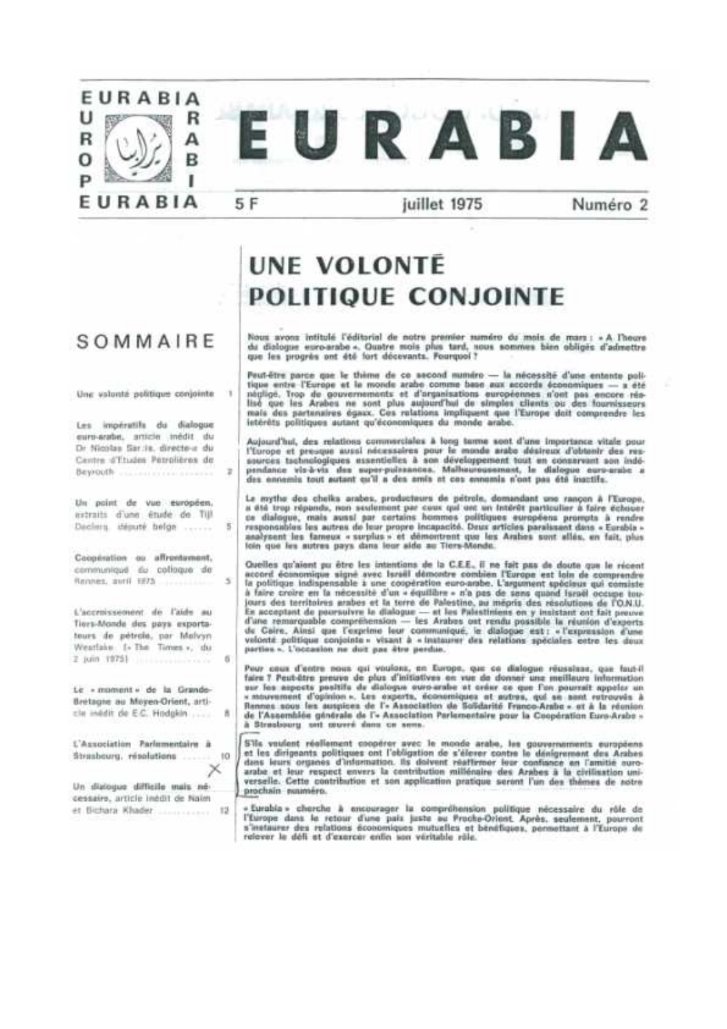# EURABIA

EURABIA
EUROPE / ARABIA

5 F — juillet 1975 — Numéro 2

## SOMMAIRE

Une volonté politique conjointe — 1

Les impératifs du dialogue euro-arabe, article inédit du Dr Nicolas Sarkis, directeur du Centre d'Etudes Pétrolières de Beyrouth — 2

Un point de vue européen, extraits d'une étude de Tijl Declercq, député belge — 5

Coopération ou affrontement, communiqué du colloque de Rennes, avril 1975 — 5

L'accroissement de l'aide au Tiers-Monde des pays exportateurs de pétrole, par Melvyn Westlake (« The Times », du 2 juin 1975) — 6

Le « moment » de la Grande-Bretagne au Moyen-Orient, article inédit de E.C. Hodgkin — 8

L'Association Parlementaire à Strasbourg, résolutions — 10

Un dialogue difficile mais nécessaire, article inédit de Naim et Bichara Khader — 12

# UNE VOLONTÉ POLITIQUE CONJOINTE

Nous avons intitulé l'éditorial de notre premier numéro du mois de mars : « A l'heure du dialogue euro-arabe ». Quatre mois plus tard, nous sommes bien obligés d'admettre que les progrès ont été fort décevants. Pourquoi ?

Peut-être parce que le thème de ce second numéro — la nécessité d'une entente politique entre l'Europe et le monde arabe comme base aux accords économiques — a été négligé. Trop de gouvernements et d'organisations européennes n'ont pas encore réalisé que les Arabes ne sont plus aujourd'hui de simples clients ou des fournisseurs mais des partenaires égaux. Ces relations impliquent que l'Europe doit comprendre les intérêts politiques autant qu'économiques du monde arabe.

Aujourd'hui, des relations commerciales à long terme sont d'une importance vitale pour l'Europe et presque aussi nécessaires pour le monde arabe désireux d'obtenir des ressources technologiques essentielles à son développement tout en conservant son indépendance vis-à-vis des super-puissances. Malheureusement, le dialogue euro-arabe a des ennemis tout autant qu'il a des amis et ces ennemis n'ont pas été inactifs.

Le mythe des cheiks arabes, producteurs de pétrole, demandant une rançon à l'Europe, a été trop répandu, non seulement par ceux qui ont un intérêt particulier à faire échouer ce dialogue, mais aussi par certains hommes politiques européens prompts à rendre responsables les autres de leur propre incapacité. Deux articles paraissant dans « Eurabia » analysent les fameux « surplus » et démontrent que les Arabes sont allés, en fait, plus loin que les autres pays dans leur aide au Tiers-Monde.

Quelles qu'aient pu être les intentions de la C.E.E., il ne fait pas de doute que le récent accord économique signé avec Israël démontre combien l'Europe est loin de comprendre la politique indispensable à une coopération euro-arabe. L'argument spécieux qui consiste à faire croire en la nécessité d'un « équilibre » n'a pas de sens quand Israël occupe toujours des territoires arabes et la terre de Palestine, au mépris des résolutions de l'O.N.U. En acceptant de poursuivre le dialogue — et les Palestiniens en y insistant ont fait preuve d'une remarquable compréhension — les Arabes ont rendu possible la réunion d'experts de Caire. Ainsi que l'exprime leur communiqué, le dialogue est : « l'expression d'une volonté politique conjointe » visant à « instaurer des relations spéciales entre les deux parties ». L'occasion ne doit pas être perdue.

Pour ceux d'entre nous qui voulons, en Europe, que ce dialogue réussisse, que faut-il faire ? Peut-être preuve de plus d'initiatives en vue de donner une meilleure information sur les aspects positifs du dialogue euro-arabe et créer ce que l'on pourrait appeler un « mouvement d'opinion ». Les experts, économiques et autres, qui se sont retrouvés à Rennes sous les auspices de l'« Association de Solidarité Franco-Arabe » et à la réunion de l'Assemblée générale de l'« Association Parlementaire pour la Coopération Euro-Arabe » à Strasbourg ont œuvré dans ce sens.

S'ils veulent réellement coopérer avec le monde arabe, les gouvernements européens et les dirigeants politiques ont l'obligation de s'élever contre le dénigrement des Arabes dans leurs organes d'information. Ils doivent réaffirmer leur confiance en l'amitié euro-arabe et leur respect envers la contribution millénaire des Arabes à la civilisation universelle. Cette contribution et son application pratique seront l'un des thèmes de notre prochain numéro.

« Eurabia » cherche à encourager la compréhension politique nécessaire du rôle de l'Europe dans le retour d'une paix juste au Proche-Orient. Après, seulement, pourront s'instaurer des relations économiques mutuelles et bénéfiques, permettant à l'Europe de relever le défi et d'exercer enfin son véritable rôle.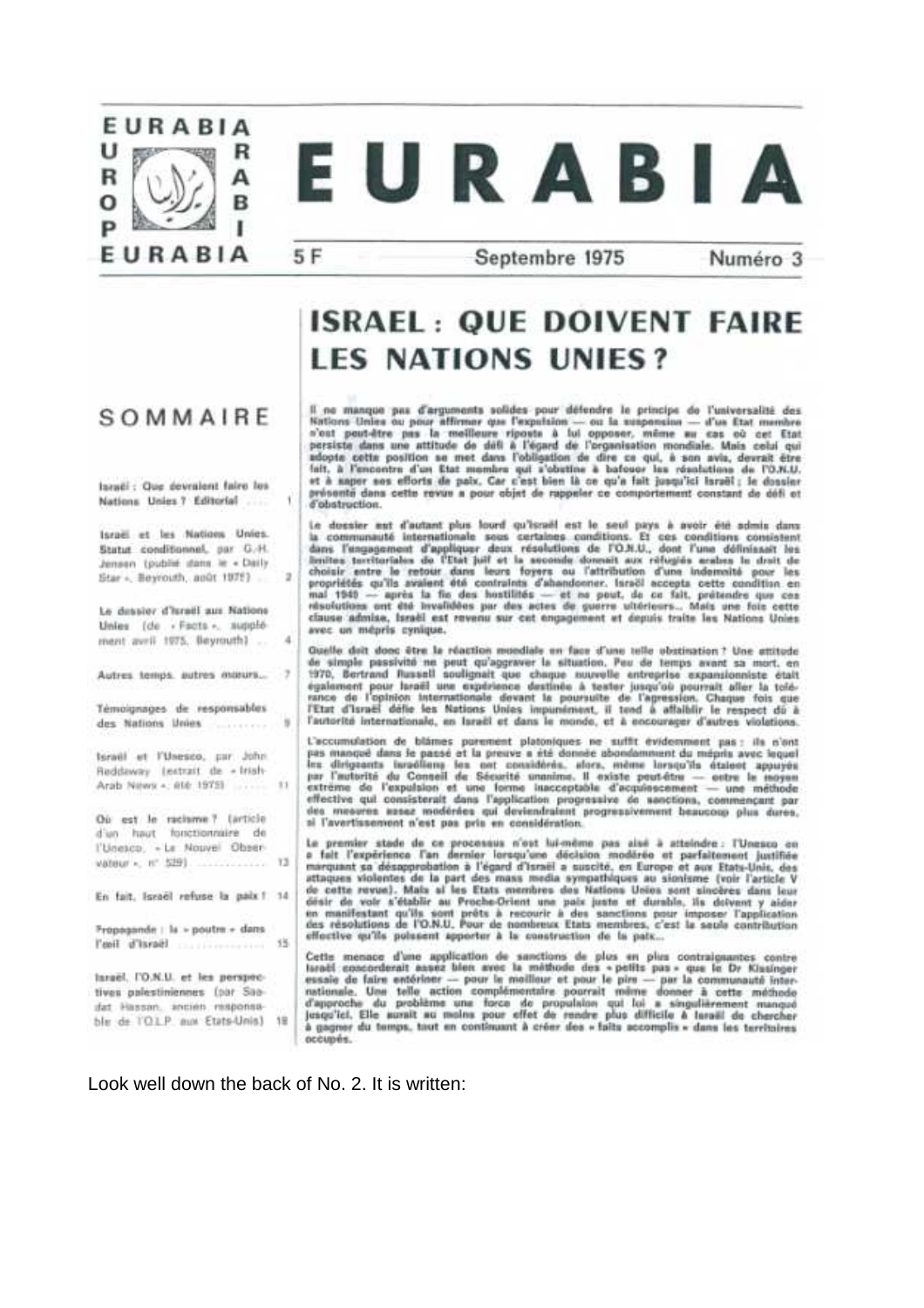# EURABIA

EURABIA
EUROPE
ARABIE
EURABIA

5 F — Septembre 1975 — Numéro 3

## SOMMAIRE

Israël : Que devraient faire les Nations Unies ? Editorial ..... 1

Israël et les Nations Unies. Statut conditionnel, par G.-H. Jensen (publié dans le « Daily Star », Beyrouth, août 1975) ..... 2

Le dossier d'Israël aux Nations Unies (de « Facts », supplément avril 1975, Beyrouth) ..... 4

Autres temps, autres mœurs... 7

Témoignages de responsables des Nations Unies ..... 9

Israël et l'Unesco, par John Reddaway (extrait de « Irish-Arab News », été 1975) ..... 11

Où est le racisme ? (article d'un haut fonctionnaire de l'Unesco, « Le Nouvel Observateur », n° 529) ..... 13

En fait, Israël refuse la paix ! 14

Propagande : la « poutre » dans l'œil d'Israël ..... 15

Israël, l'O.N.U. et les perspectives palestiniennes (par Saadat Hassan, ancien responsable de l'O.L.P. aux Etats-Unis) 18

# ISRAEL : QUE DOIVENT FAIRE LES NATIONS UNIES ?

Il ne manque pas d'arguments solides pour défendre le principe de l'universalité des Nations Unies ou pour affirmer que l'expulsion — ou la suspension — d'un Etat membre n'est peut-être pas la meilleure riposte à lui opposer, même au cas où cet Etat persiste dans une attitude de défi à l'égard de l'organisation mondiale. Mais celui qui adopte cette position se met dans l'obligation de dire ce qui, à son avis, devrait être fait, à l'encontre d'un Etat membre qui s'obstine à bafouer les résolutions de l'O.N.U. et à saper ses efforts de paix. Car c'est bien là ce qu'a fait jusqu'ici Israël ; le dossier présenté dans cette revue a pour objet de rappeler ce comportement constant de défi et d'obstruction.

Le dossier est d'autant plus lourd qu'Israël est le seul pays à avoir été admis dans la communauté internationale sous certaines conditions. Et ces conditions consistent dans l'engagement d'appliquer deux résolutions de l'O.N.U., dont l'une définissait les limites territoriales de l'Etat juif et la seconde donnait aux réfugiés arabes le droit de choisir entre le retour dans leurs foyers ou l'attribution d'une indemnité pour les propriétés qu'ils avaient été contraints d'abandonner. Israël accepta cette condition en mai 1949 — après la fin des hostilités — et ne peut, de ce fait, prétendre que ces résolutions ont été invalidées par des actes de guerre ultérieurs... Mais une fois cette clause admise, Israël est revenu sur cet engagement et depuis traite les Nations Unies avec un mépris cynique.

Quelle doit donc être la réaction mondiale en face d'une telle obstination ? Une attitude de simple passivité ne peut qu'aggraver la situation. Peu de temps avant sa mort, en 1970, Bertrand Russell soulignait que chaque nouvelle entreprise expansionniste était également pour Israël une expérience destinée à tester jusqu'où pourrait aller la tolérance de l'opinion internationale devant la poursuite de l'agression. Chaque fois que l'Etat d'Israël défie les Nations Unies impunément, il tend à affaiblir le respect dû à l'autorité internationale, en Israël et dans le monde, et à encourager d'autres violations.

L'accumulation de blâmes purement platoniques ne suffit évidemment pas : ils n'ont pas manqué dans le passé et la preuve a été donnée abondamment du mépris avec lequel les dirigeants israéliens les ont considérés, alors, même lorsqu'ils étaient appuyés par l'autorité du Conseil de Sécurité unanime. Il existe peut-être — entre le moyen extrême de l'expulsion et une forme inacceptable d'acquiescement — une méthode effective qui consisterait dans l'application progressive de sanctions, commençant par des mesures assez modérées qui deviendraient progressivement beaucoup plus dures, si l'avertissement n'est pas pris en considération.

Le premier stade de ce processus n'est lui-même pas aisé à atteindre : l'Unesco en a fait l'expérience l'an dernier lorsqu'une décision modérée et parfaitement justifiée marquant sa désapprobation à l'égard d'Israël a suscité, en Europe et aux Etats-Unis, des attaques violentes de la part des mass media sympathiques au sionisme (voir l'article V de cette revue). Mais si les Etats membres des Nations Unies sont sincères dans leur désir de voir s'établir au Proche-Orient une paix juste et durable, ils doivent y aider en manifestant qu'ils sont prêts à recourir à des sanctions pour imposer l'application des résolutions de l'O.N.U. Pour de nombreux Etats membres, c'est là la seule contribution effective qu'ils puissent apporter à la construction de la paix...

Cette menace d'une application de sanctions de plus en plus contraignantes contre Israël concorderait assez bien avec la méthode des « petits pas » que le Dr Kissinger essaie de faire entériner — pour le meilleur et pour le pire — par la communauté internationale. Une telle action complémentaire pourrait même donner à cette méthode d'approche du problème une force de propulsion qui lui a singulièrement manqué jusqu'ici. Elle aurait au moins pour effet de rendre plus difficile à Israël de chercher à gagner du temps, tout en continuant à créer des « faits accomplis » dans les territoires occupés.

Look well down the back of No. 2. It is written: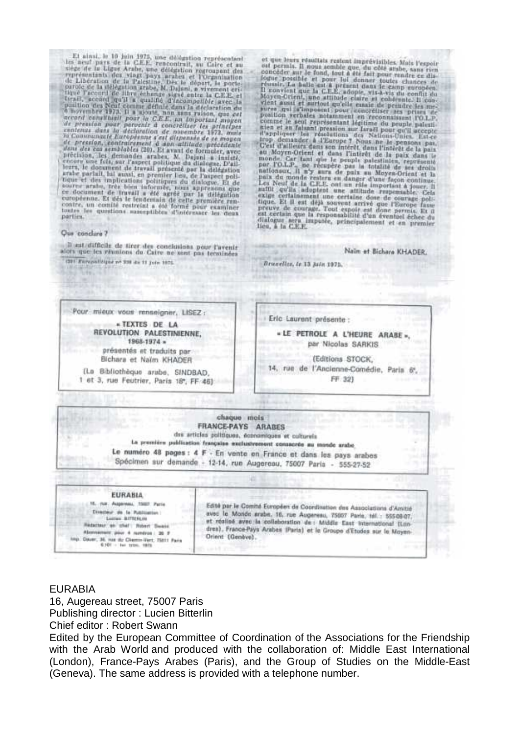Et ainsi, le 10 juin 1975, une délégation représentant les neuf pays de la C.E.E. rencontrait, au Caire et au siège de la Ligue Arabe, une délégation regroupant des représentants des vingt pays arabes et l'Organisation de Libération de la Palestine. Dès le départ, le porte-parole de la délégation arabe, M. Dajani, a vivement critiqué l'accord de libre échange signé entre la C.E.E. et Israël, accord qu'il a qualifié d'*incompatible* avec la position des Neuf comme définie dans la déclaration du 6 novembre 1973. Il a ajouté, non sans raison, que *cet accord constituait pour la C.E.E. un important moyen de pression pour parvenir à concrétiser les principes contenus dans la déclaration de novembre 1973, mais la Communauté Européenne s'est dispensée de ce moyen de pression, contrairement à son attitude précédente dans des cas semblables* (20). Et avant de formuler, avec précision, les demandes arabes, M. Dajani a insisté, encore une fois, sur l'aspect politique du dialogue. D'ailleurs, le document de travail présenté par la délégation arabe parlait, lui aussi, en premier lieu, de l'aspect politique et des implications politiques du dialogue. Et de source arabe, très bien informée, nous apprenons que ce document de travail a été agréé par la délégation européenne. Et dès le lendemain de cette première rencontre, un comité restreint a été formé pour examiner toutes les questions susceptibles d'intéresser les deux parties.

### Que conclure ?

Il est difficile de tirer des conclusions pour l'avenir alors que les réunions du Caire ne sont pas terminées et que leurs résultats restent imprévisibles. Mais l'espoir est permis. Il nous semble que, du côté arabe, sans rien concéder sur le fond, tout a été fait pour rendre ce dialogue possible et pour lui donner toutes chances de réussir. La balle est à présent dans le camp européen. Il convient que la C.E.E. adopte, vis-à-vis du conflit du Moyen-Orient, une attitude claire et cohérente. Il convient aussi et surtout qu'elle essaie de prendre les mesures qui s'imposent pour concrétiser ses prises de position verbales notamment en reconnaissant l'O.L.P. comme le seul représentant légitime du peuple palestinien et en faisant pression sur Israël pour qu'il accepte d'appliquer les résolutions des Nations-Unies. Est-ce trop demander à l'Europe ? Nous ne le pensons pas. C'est d'ailleurs dans son intérêt, dans l'intérêt de la paix au Moyen-Orient et dans l'intérêt de la paix dans le monde. Car tant que le peuple palestinien, représenté par l'O.L.P., ne récupère pas la totalité de ses droits nationaux, il n'y aura de paix au Moyen-Orient et la paix du monde restera en danger d'une façon continue. Les Neuf de la C.E.E. ont un rôle important à jouer. Il suffit qu'ils adoptent une attitude responsable. Cela exige certainement une certaine dose de courage politique. Et il est déjà souvent arrivé que l'Europe fasse preuve de courage. Tout espoir est donc permis. Et il est certain que la responsabilité d'un éventuel échec du dialogue sera imputée, principalement et en premier lieu, à la C.E.E.

Naïm et Bichara KHADER.

*Bruxelles, le 13 juin 1975.*

(20) *Europolitique* n° 238 du 11 juin 1975.

---

Pour mieux vous renseigner, LISEZ :

**« TEXTES DE LA REVOLUTION PALESTINIENNE, 1968-1974 »**

présentés et traduits par Bichara et Naïm KHADER

(La Bibliothèque arabe, SINDBAD, 1 et 3, rue Feutrier, Paris 18ᵉ, FF 46)

---

Eric Laurent présente :

**« LE PETROLE A L'HEURE ARABE »,**

par Nicolas SARKIS

(Editions STOCK, 14, rue de l'Ancienne-Comédie, Paris 6ᵉ, FF 32)

---

chaque mois

**FRANCE-PAYS ARABES**

des articles politiques, économiques et culturels

**La première publication française exclusivement consacrée au monde arabe**

Le numéro 48 pages : 4 F - En vente en France et dans les pays arabes

Spécimen sur demande - 12-14, rue Augereau, 75007 Paris - 555-27-52

---

**EURABIA**

16, rue Augereau, 75007 Paris

Directeur de la Publication : Lucien BITTERLIN

Rédacteur en chef : Robert Swann

Abonnement pour 4 numéros : 30 F

Imp. Dauer, 36, rue du Chemin-Vert, 75011 Paris

Edité par le Comité Européen de Coordination des Associations d'Amitié avec le Monde arabe, 16, rue Augereau, 75007 Paris, tél. : 555-08-07, et réalisé avec la collaboration de : Middle East International (Londres), France-Pays Arabes (Paris) et le Groupe d'Etudes sur le Moyen-Orient (Genève).

---

EURABIA
16, Augereau street, 75007 Paris
Publishing director : Lucien Bitterlin
Chief editor : Robert Swann
Edited by the European Committee of Coordination of the Associations for the Friendship with the Arab World and produced with the collaboration of: Middle East International (London), France-Pays Arabes (Paris), and the Group of Studies on the Middle-East (Geneva). The same address is provided with a telephone number.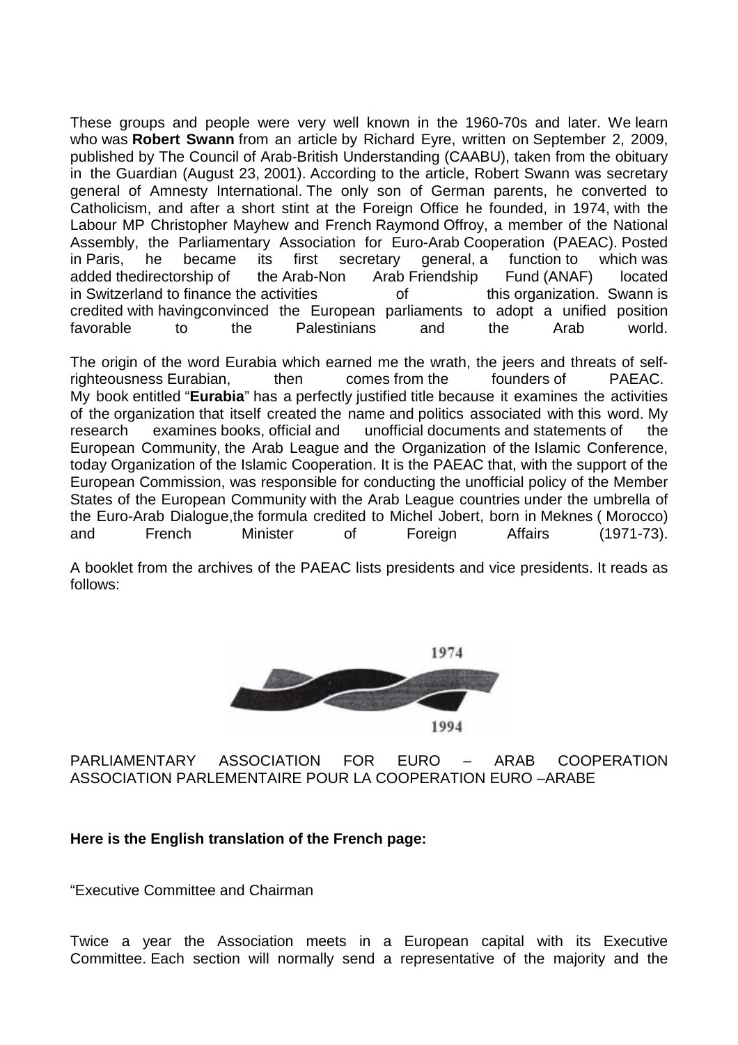These groups and people were very well known in the 1960-70s and later. We learn who was **Robert Swann** from an article by Richard Eyre, written on September 2, 2009, published by The Council of Arab-British Understanding (CAABU), taken from the obituary in the Guardian (August 23, 2001). According to the article, Robert Swann was secretary general of Amnesty International. The only son of German parents, he converted to Catholicism, and after a short stint at the Foreign Office he founded, in 1974, with the Labour MP Christopher Mayhew and French Raymond Offroy, a member of the National Assembly, the Parliamentary Association for Euro-Arab Cooperation (PAEAC). Posted in Paris, he became its first secretary general, a function to which was added thedirectorship of the Arab-Non Arab Friendship Fund (ANAF) located in Switzerland to finance the activities of this organization. Swann is credited with havingconvinced the European parliaments to adopt a unified position favorable to the Palestinians and the Arab world.

The origin of the word Eurabia which earned me the wrath, the jeers and threats of self-righteousness Eurabian, then comes from the founders of PAEAC. My book entitled "**Eurabia**" has a perfectly justified title because it examines the activities of the organization that itself created the name and politics associated with this word. My research examines books, official and unofficial documents and statements of the European Community, the Arab League and the Organization of the Islamic Conference, today Organization of the Islamic Cooperation. It is the PAEAC that, with the support of the European Commission, was responsible for conducting the unofficial policy of the Member States of the European Community with the Arab League countries under the umbrella of the Euro-Arab Dialogue,the formula credited to Michel Jobert, born in Meknes ( Morocco) and French Minister of Foreign Affairs (1971-73).

A booklet from the archives of the PAEAC lists presidents and vice presidents. It reads as follows:

1974

1994

PARLIAMENTARY ASSOCIATION FOR EURO – ARAB COOPERATION
ASSOCIATION PARLEMENTAIRE POUR LA COOPERATION EURO –ARABE

**Here is the English translation of the French page:**

"Executive Committee and Chairman

Twice a year the Association meets in a European capital with its Executive Committee. Each section will normally send a representative of the majority and the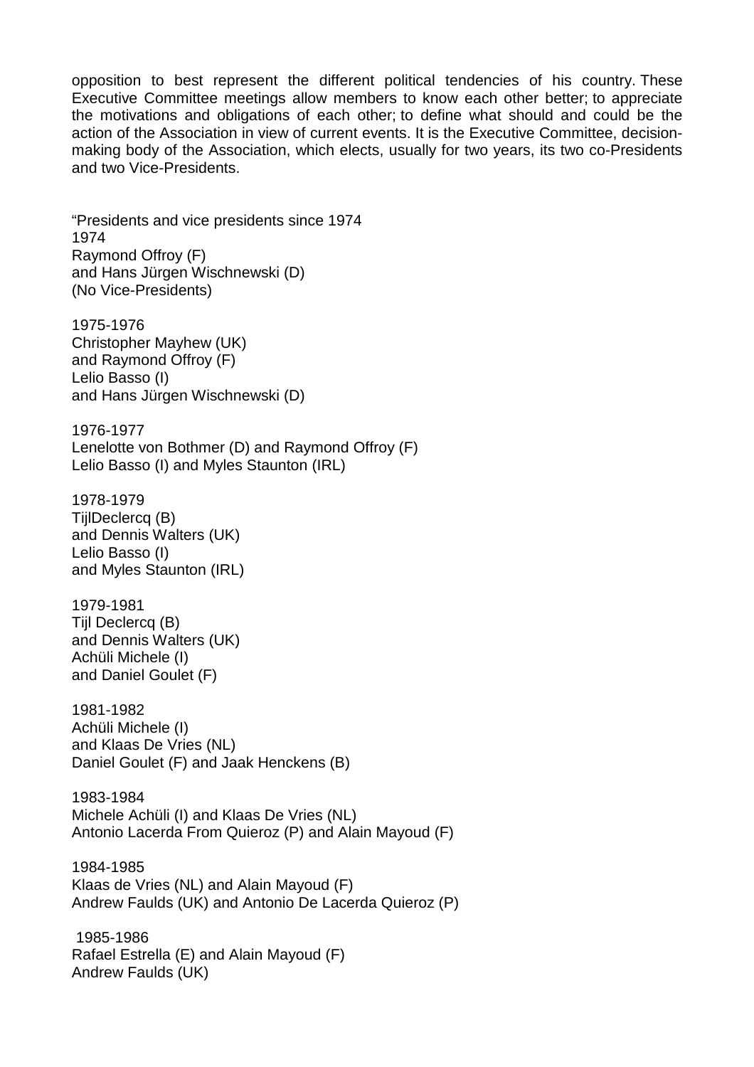opposition to best represent the different political tendencies of his country. These Executive Committee meetings allow members to know each other better; to appreciate the motivations and obligations of each other; to define what should and could be the action of the Association in view of current events. It is the Executive Committee, decision-making body of the Association, which elects, usually for two years, its two co-Presidents and two Vice-Presidents.

"Presidents and vice presidents since 1974
1974
Raymond Offroy (F)
and Hans Jürgen Wischnewski (D)
(No Vice-Presidents)

1975-1976
Christopher Mayhew (UK)
and Raymond Offroy (F)
Lelio Basso (I)
and Hans Jürgen Wischnewski (D)

1976-1977
Lenelotte von Bothmer (D) and Raymond Offroy (F)
Lelio Basso (I) and Myles Staunton (IRL)

1978-1979
TijlDeclercq (B)
and Dennis Walters (UK)
Lelio Basso (I)
and Myles Staunton (IRL)

1979-1981
Tijl Declercq (B)
and Dennis Walters (UK)
Achüli Michele (I)
and Daniel Goulet (F)

1981-1982
Achüli Michele (I)
and Klaas De Vries (NL)
Daniel Goulet (F) and Jaak Henckens (B)

1983-1984
Michele Achüli (I) and Klaas De Vries (NL)
Antonio Lacerda From Quieroz (P) and Alain Mayoud (F)

1984-1985
Klaas de Vries (NL) and Alain Mayoud (F)
Andrew Faulds (UK) and Antonio De Lacerda Quieroz (P)

1985-1986
Rafael Estrella (E) and Alain Mayoud (F)
Andrew Faulds (UK)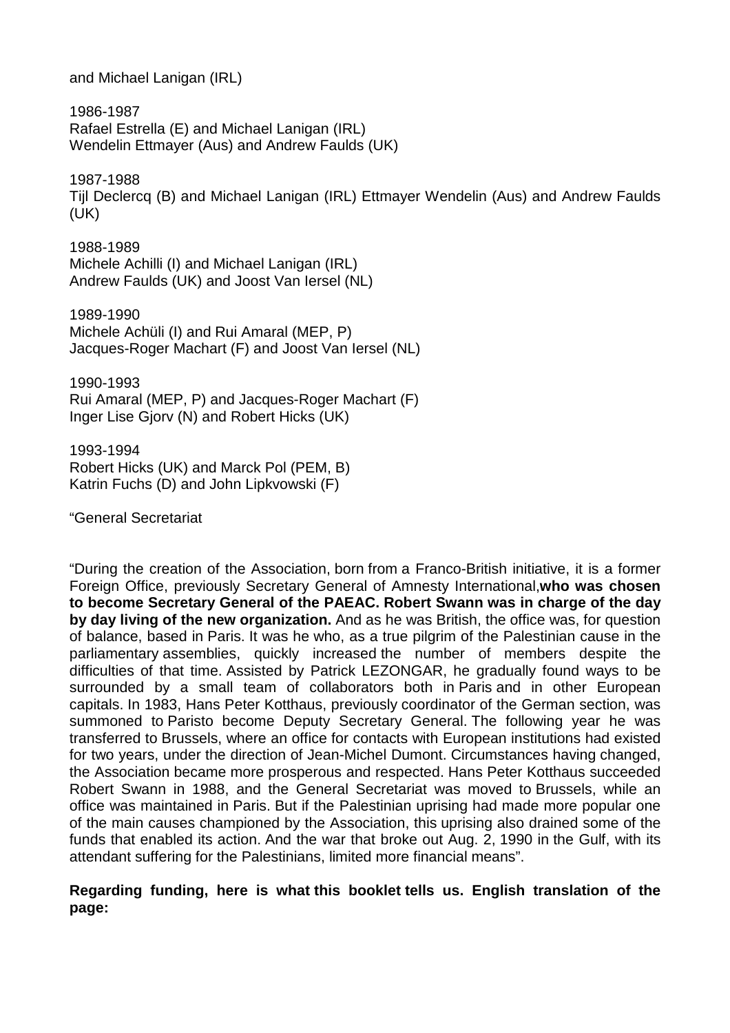and Michael Lanigan (IRL)

1986-1987
Rafael Estrella (E) and Michael Lanigan (IRL)
Wendelin Ettmayer (Aus) and Andrew Faulds (UK)

1987-1988
Tijl Declercq (B) and Michael Lanigan (IRL) Ettmayer Wendelin (Aus) and Andrew Faulds (UK)

1988-1989
Michele Achilli (I) and Michael Lanigan (IRL)
Andrew Faulds (UK) and Joost Van Iersel (NL)

1989-1990
Michele Achüli (I) and Rui Amaral (MEP, P)
Jacques-Roger Machart (F) and Joost Van Iersel (NL)

1990-1993
Rui Amaral (MEP, P) and Jacques-Roger Machart (F)
Inger Lise Gjorv (N) and Robert Hicks (UK)

1993-1994
Robert Hicks (UK) and Marck Pol (PEM, B)
Katrin Fuchs (D) and John Lipkvowski (F)

"General Secretariat

"During the creation of the Association, born from a Franco-British initiative, it is a former Foreign Office, previously Secretary General of Amnesty International,**who was chosen to become Secretary General of the PAEAC. Robert Swann was in charge of the day by day living of the new organization.** And as he was British, the office was, for question of balance, based in Paris. It was he who, as a true pilgrim of the Palestinian cause in the parliamentary assemblies, quickly increased the number of members despite the difficulties of that time. Assisted by Patrick LEZONGAR, he gradually found ways to be surrounded by a small team of collaborators both in Paris and in other European capitals. In 1983, Hans Peter Kotthaus, previously coordinator of the German section, was summoned to Paristo become Deputy Secretary General. The following year he was transferred to Brussels, where an office for contacts with European institutions had existed for two years, under the direction of Jean-Michel Dumont. Circumstances having changed, the Association became more prosperous and respected. Hans Peter Kotthaus succeeded Robert Swann in 1988, and the General Secretariat was moved to Brussels, while an office was maintained in Paris. But if the Palestinian uprising had made more popular one of the main causes championed by the Association, this uprising also drained some of the funds that enabled its action. And the war that broke out Aug. 2, 1990 in the Gulf, with its attendant suffering for the Palestinians, limited more financial means".

**Regarding funding, here is what this booklet tells us. English translation of the page:**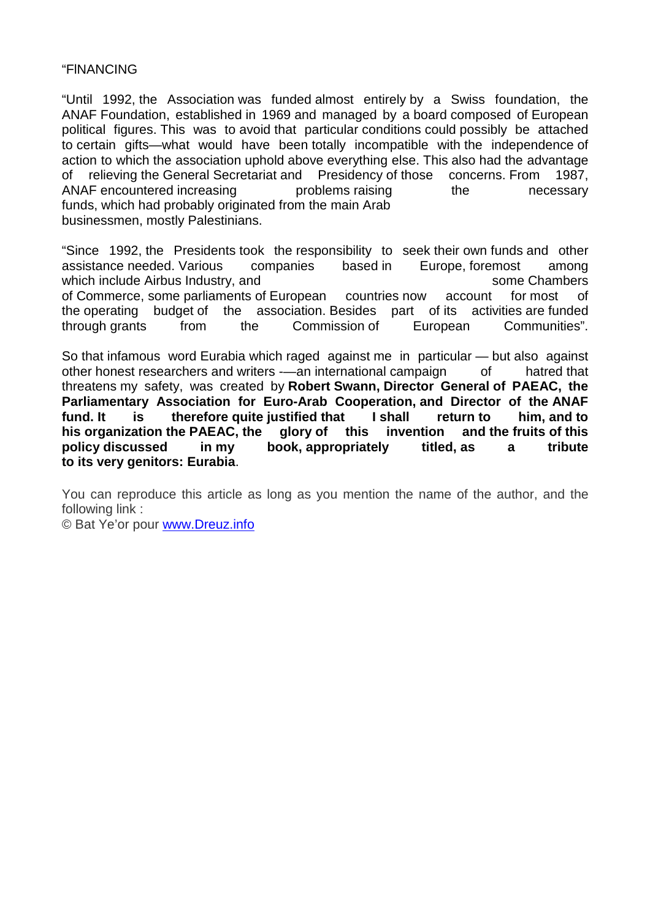"FINANCING

"Until 1992, the Association was funded almost entirely by a Swiss foundation, the ANAF Foundation, established in 1969 and managed by a board composed of European political figures. This was to avoid that particular conditions could possibly be attached to certain gifts—what would have been totally incompatible with the independence of action to which the association uphold above everything else. This also had the advantage of relieving the General Secretariat and Presidency of those concerns. From 1987, ANAF encountered increasing problems raising the necessary funds, which had probably originated from the main Arab businessmen, mostly Palestinians.

"Since 1992, the Presidents took the responsibility to seek their own funds and other assistance needed. Various companies based in Europe, foremost among which include Airbus Industry, and some Chambers of Commerce, some parliaments of European countries now account for most of the operating budget of the association. Besides part of its activities are funded through grants from the Commission of European Communities".

So that infamous word Eurabia which raged against me in particular — but also against other honest researchers and writers -—an international campaign of hatred that threatens my safety, was created by **Robert Swann, Director General of PAEAC, the Parliamentary Association for Euro-Arab Cooperation, and Director of the ANAF fund. It is therefore quite justified that I shall return to him, and to his organization the PAEAC, the glory of this invention and the fruits of this policy discussed in my book, appropriately titled, as a tribute to its very genitors: Eurabia**.

You can reproduce this article as long as you mention the name of the author, and the following link :

© Bat Ye'or pour [www.Dreuz.info](http://www.Dreuz.info)